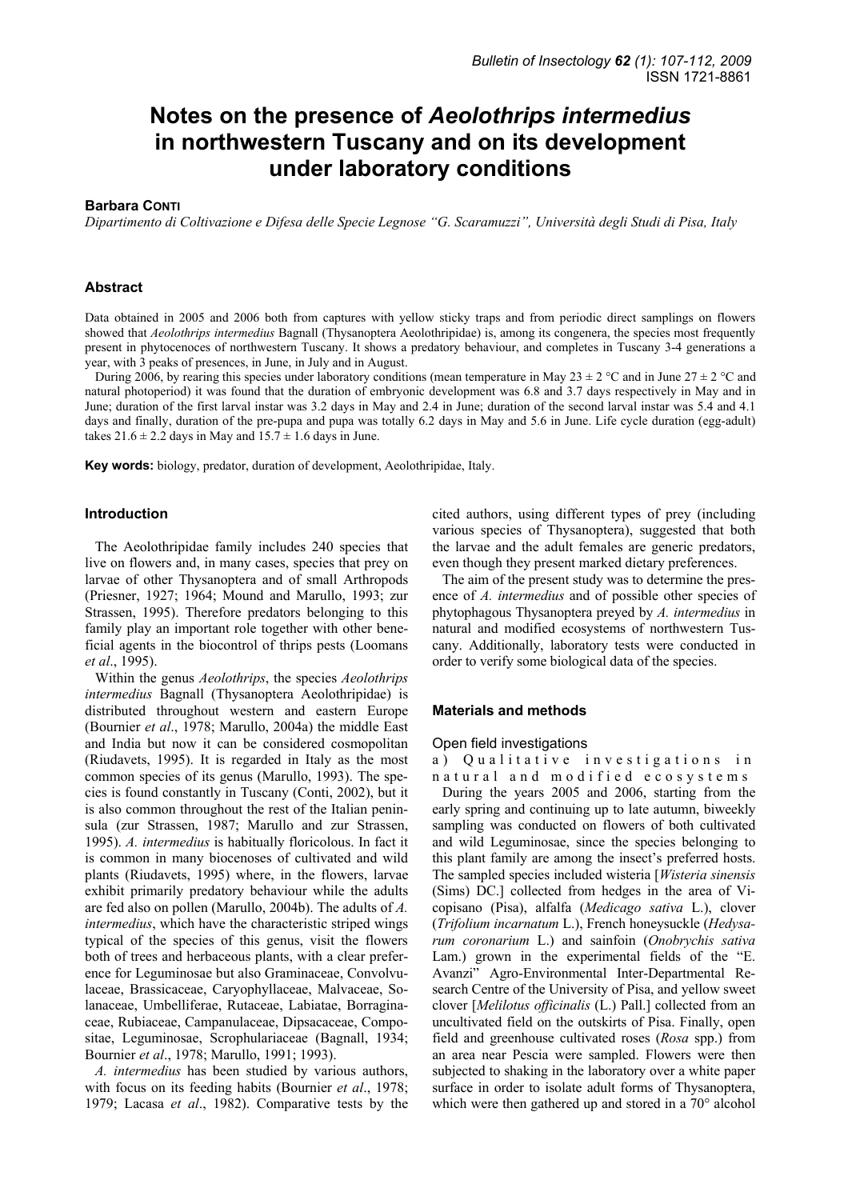# Notes on the presence of *Aeolothrips intermedius* in northwestern Tuscany and on its development under laboratory conditions

**Barbara Conti**

*Dipartimento di Coltivazione e Difesa delle Specie Legnose "G. Scaramuzzi", Università degli Studi di Pisa, Italy*

## Abstract

Data obtained in 2005 and 2006 both from captures with yellow sticky traps and from periodic direct samplings on flowers showed that *Aeolothrips intermedius* Bagnall (Thysanoptera Aeolothripidae) is, among its congenera, the species most frequently present in phytocenoces of northwestern Tuscany. It shows a predatory behaviour, and completes in Tuscany 3-4 generations a year, with 3 peaks of presences, in June, in July and in August.

During 2006, by rearing this species under laboratory conditions (mean temperature in May 23 ± 2 °C and in June 27 ± 2 °C and natural photoperiod) it was found that the duration of embryonic development was 6.8 and 3.7 days respectively in May and in June; duration of the first larval instar was 3.2 days in May and 2.4 in June; duration of the second larval instar was 5.4 and 4.1 days and finally, duration of the pre-pupa and pupa was totally 6.2 days in May and 5.6 in June. Life cycle duration (egg-adult) takes 21.6 ± 2.2 days in May and 15.7 ± 1.6 days in June.

**Key words:** biology, predator, duration of development, Aeolothripidae, Italy.

## Introduction

The Aeolothripidae family includes 240 species that live on flowers and, in many cases, species that prey on larvae of other Thysanoptera and of small Arthropods (Priesner, 1927; 1964; Mound and Marullo, 1993; zur Strassen, 1995). Therefore predators belonging to this family play an important role together with other beneficial agents in the biocontrol of thrips pests (Loomans *et al*., 1995).

Within the genus *Aeolothrips*, the species *Aeolothrips intermedius* Bagnall (Thysanoptera Aeolothripidae) is distributed throughout western and eastern Europe (Bournier *et al*., 1978; Marullo, 2004a) the middle East and India but now it can be considered cosmopolitan (Riudavets, 1995). It is regarded in Italy as the most common species of its genus (Marullo, 1993). The species is found constantly in Tuscany (Conti, 2002), but it is also common throughout the rest of the Italian peninsula (zur Strassen, 1987; Marullo and zur Strassen, 1995). *A. intermedius* is habitually floricolous. In fact it is common in many biocenoses of cultivated and wild plants (Riudavets, 1995) where, in the flowers, larvae exhibit primarily predatory behaviour while the adults are fed also on pollen (Marullo, 2004b). The adults of *A. intermedius*, which have the characteristic striped wings typical of the species of this genus, visit the flowers both of trees and herbaceous plants, with a clear preference for Leguminosae but also Graminaceae, Convolvulaceae, Brassicaceae, Caryophyllaceae, Malvaceae, Solanaceae, Umbelliferae, Rutaceae, Labiatae, Borraginaceae, Rubiaceae, Campanulaceae, Dipsacaceae, Compositae, Leguminosae, Scrophulariaceae (Bagnall, 1934; Bournier *et al*., 1978; Marullo, 1991; 1993).

*A. intermedius* has been studied by various authors, with focus on its feeding habits (Bournier *et al*., 1978; 1979; Lacasa *et al*., 1982). Comparative tests by the cited authors, using different types of prey (including various species of Thysanoptera), suggested that both the larvae and the adult females are generic predators, even though they present marked dietary preferences.

The aim of the present study was to determine the presence of *A. intermedius* and of possible other species of phytophagous Thysanoptera preyed by *A. intermedius* in natural and modified ecosystems of northwestern Tuscany. Additionally, laboratory tests were conducted in order to verify some biological data of the species.

## Materials and methods

### Open field investigations

a) Qualitative investigations in natural and modified ecosystems

During the years 2005 and 2006, starting from the early spring and continuing up to late autumn, biweekly sampling was conducted on flowers of both cultivated and wild Leguminosae, since the species belonging to this plant family are among the insect's preferred hosts. The sampled species included wisteria [*Wisteria sinensis* (Sims) DC.] collected from hedges in the area of Vicopisano (Pisa), alfalfa (*Medicago sativa* L.), clover (*Trifolium incarnatum* L.), French honeysuckle (*Hedysarum coronarium* L.) and sainfoin (*Onobrychis sativa* Lam.) grown in the experimental fields of the "E. Avanzi" Agro-Environmental Inter-Departmental Research Centre of the University of Pisa, and yellow sweet clover [*Melilotus officinalis* (L.) Pall.] collected from an uncultivated field on the outskirts of Pisa. Finally, open field and greenhouse cultivated roses (*Rosa* spp.) from an area near Pescia were sampled. Flowers were then subjected to shaking in the laboratory over a white paper surface in order to isolate adult forms of Thysanoptera, which were then gathered up and stored in a 70° alcohol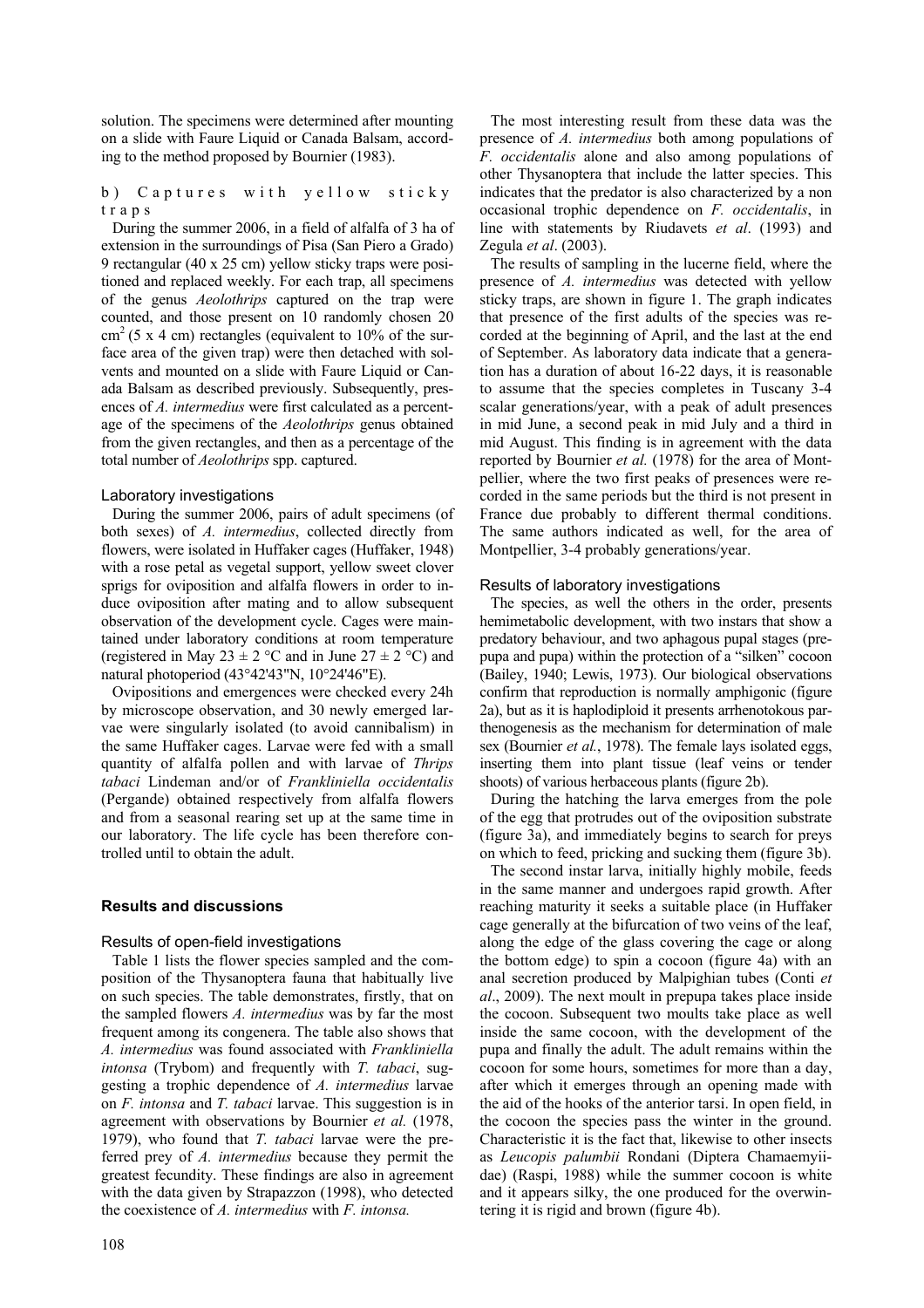solution. The specimens were determined after mounting on a slide with Faure Liquid or Canada Balsam, according to the method proposed by Bournier (1983).

#### b) Captures with yellow sticky traps

During the summer 2006, in a field of alfalfa of 3 ha of extension in the surroundings of Pisa (San Piero a Grado) 9 rectangular (40 x 25 cm) yellow sticky traps were positioned and replaced weekly. For each trap, all specimens of the genus *Aeolothrips* captured on the trap were counted, and those present on 10 randomly chosen 20 $cm^2$ (5 x 4 cm) rectangles (equivalent to 10% of the surface area of the given trap) were then detached with solvents and mounted on a slide with Faure Liquid or Canada Balsam as described previously. Subsequently, presences of *A. intermedius* were first calculated as a percentage of the specimens of the *Aeolothrips* genus obtained from the given rectangles, and then as a percentage of the total number of *Aeolothrips* spp. captured.

### Laboratory investigations

During the summer 2006, pairs of adult specimens (of both sexes) of *A. intermedius*, collected directly from flowers, were isolated in Huffaker cages (Huffaker, 1948) with a rose petal as vegetal support, yellow sweet clover sprigs for oviposition and alfalfa flowers in order to induce oviposition after mating and to allow subsequent observation of the development cycle. Cages were maintained under laboratory conditions at room temperature (registered in May 23 ± 2 °C and in June 27 ± 2 °C) and natural photoperiod (43°42'43"N, 10°24'46"E).

Ovipositions and emergences were checked every 24h by microscope observation, and 30 newly emerged larvae were singularly isolated (to avoid cannibalism) in the same Huffaker cages. Larvae were fed with a small quantity of alfalfa pollen and with larvae of *Thrips tabaci* Lindeman and/or of *Frankliniella occidentalis* (Pergande) obtained respectively from alfalfa flowers and from a seasonal rearing set up at the same time in our laboratory. The life cycle has been therefore controlled until to obtain the adult.

## Results and discussions

### Results of open-field investigations

Table 1 lists the flower species sampled and the composition of the Thysanoptera fauna that habitually live on such species. The table demonstrates, firstly, that on the sampled flowers *A. intermedius* was by far the most frequent among its congenera. The table also shows that *A. intermedius* was found associated with *Frankliniella intonsa* (Trybom) and frequently with *T. tabaci*, suggesting a trophic dependence of *A. intermedius* larvae on *F. intonsa* and *T. tabaci* larvae. This suggestion is in agreement with observations by Bournier *et al.* (1978, 1979), who found that *T. tabaci* larvae were the preferred prey of *A. intermedius* because they permit the greatest fecundity. These findings are also in agreement with the data given by Strapazzon (1998), who detected the coexistence of *A. intermedius* with *F. intonsa.*

The most interesting result from these data was the presence of *A. intermedius* both among populations of *F. occidentalis* alone and also among populations of other Thysanoptera that include the latter species. This indicates that the predator is also characterized by a non occasional trophic dependence on *F. occidentalis*, in line with statements by Riudavets *et al*. (1993) and Zegula *et al*. (2003).

The results of sampling in the lucerne field, where the presence of *A. intermedius* was detected with yellow sticky traps, are shown in figure 1. The graph indicates that presence of the first adults of the species was recorded at the beginning of April, and the last at the end of September. As laboratory data indicate that a generation has a duration of about 16-22 days, it is reasonable to assume that the species completes in Tuscany 3-4 scalar generations/year, with a peak of adult presences in mid June, a second peak in mid July and a third in mid August. This finding is in agreement with the data reported by Bournier *et al.* (1978) for the area of Montpellier, where the two first peaks of presences were recorded in the same periods but the third is not present in France due probably to different thermal conditions. The same authors indicated as well, for the area of Montpellier, 3-4 probably generations/year.

### Results of laboratory investigations

The species, as well the others in the order, presents hemimetabolic development, with two instars that show a predatory behaviour, and two aphagous pupal stages (prepupa and pupa) within the protection of a "silken" cocoon (Bailey, 1940; Lewis, 1973). Our biological observations confirm that reproduction is normally amphigonic (figure 2a), but as it is haplodiploid it presents arrhenotokous parthenogenesis as the mechanism for determination of male sex (Bournier *et al.*, 1978). The female lays isolated eggs, inserting them into plant tissue (leaf veins or tender shoots) of various herbaceous plants (figure 2b).

During the hatching the larva emerges from the pole of the egg that protrudes out of the oviposition substrate (figure 3a), and immediately begins to search for preys on which to feed, pricking and sucking them (figure 3b).

The second instar larva, initially highly mobile, feeds in the same manner and undergoes rapid growth. After reaching maturity it seeks a suitable place (in Huffaker cage generally at the bifurcation of two veins of the leaf, along the edge of the glass covering the cage or along the bottom edge) to spin a cocoon (figure 4a) with an anal secretion produced by Malpighian tubes (Conti *et al*., 2009). The next moult in prepupa takes place inside the cocoon. Subsequent two moults take place as well inside the same cocoon, with the development of the pupa and finally the adult. The adult remains within the cocoon for some hours, sometimes for more than a day, after which it emerges through an opening made with the aid of the hooks of the anterior tarsi. In open field, in the cocoon the species pass the winter in the ground. Characteristic it is the fact that, likewise to other insects as *Leucopis palumbii* Rondani (Diptera Chamaemyiidae) (Raspi, 1988) while the summer cocoon is white and it appears silky, the one produced for the overwintering it is rigid and brown (figure 4b).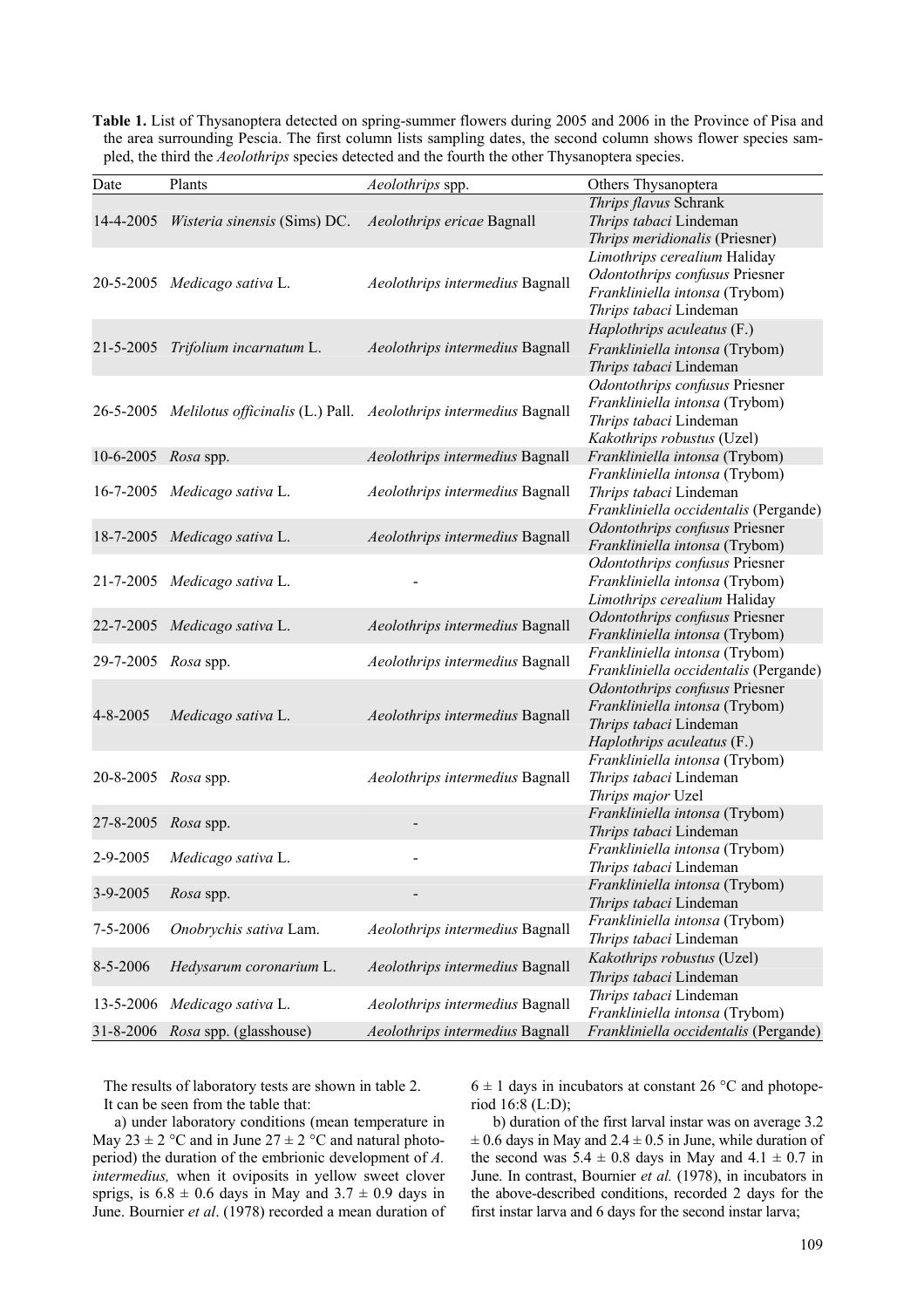**Table 1.** List of Thysanoptera detected on spring-summer flowers during 2005 and 2006 in the Province of Pisa and the area surrounding Pescia. The first column lists sampling dates, the second column shows flower species sampled, the third the *Aeolothrips* species detected and the fourth the other Thysanoptera species.

| Date | Plants | *Aeolothrips* spp. | Others Thysanoptera |
|---|---|---|---|
| 14-4-2005 | *Wisteria sinensis* (Sims) DC. | *Aeolothrips ericae* Bagnall | *Thrips flavus* Schrank<br>*Thrips tabaci* Lindeman<br>*Thrips meridionalis* (Priesner) |
| 20-5-2005 | *Medicago sativa* L. | *Aeolothrips intermedius* Bagnall | *Limothrips cerealium* Haliday<br>*Odontothrips confusus* Priesner<br>*Frankliniella intonsa* (Trybom)<br>*Thrips tabaci* Lindeman |
| 21-5-2005 | *Trifolium incarnatum* L. | *Aeolothrips intermedius* Bagnall | *Haplothrips aculeatus* (F.)<br>*Frankliniella intonsa* (Trybom)<br>*Thrips tabaci* Lindeman |
| 26-5-2005 | *Melilotus officinalis* (L.) Pall. | *Aeolothrips intermedius* Bagnall | *Odontothrips confusus* Priesner<br>*Frankliniella intonsa* (Trybom)<br>*Thrips tabaci* Lindeman<br>*Kakothrips robustus* (Uzel) |
| 10-6-2005 | *Rosa* spp. | *Aeolothrips intermedius* Bagnall | *Frankliniella intonsa* (Trybom) |
| 16-7-2005 | *Medicago sativa* L. | *Aeolothrips intermedius* Bagnall | *Frankliniella intonsa* (Trybom)<br>*Thrips tabaci* Lindeman<br>*Frankliniella occidentalis* (Pergande) |
| 18-7-2005 | *Medicago sativa* L. | *Aeolothrips intermedius* Bagnall | *Odontothrips confusus* Priesner<br>*Frankliniella intonsa* (Trybom) |
| 21-7-2005 | *Medicago sativa* L. | - | *Odontothrips confusus* Priesner<br>*Frankliniella intonsa* (Trybom)<br>*Limothrips cerealium* Haliday |
| 22-7-2005 | *Medicago sativa* L. | *Aeolothrips intermedius* Bagnall | *Odontothrips confusus* Priesner<br>*Frankliniella intonsa* (Trybom) |
| 29-7-2005 | *Rosa* spp. | *Aeolothrips intermedius* Bagnall | *Frankliniella intonsa* (Trybom)<br>*Frankliniella occidentalis* (Pergande) |
| 4-8-2005 | *Medicago sativa* L. | *Aeolothrips intermedius* Bagnall | *Odontothrips confusus* Priesner<br>*Frankliniella intonsa* (Trybom)<br>*Thrips tabaci* Lindeman<br>*Haplothrips aculeatus* (F.) |
| 20-8-2005 | *Rosa* spp. | *Aeolothrips intermedius* Bagnall | *Frankliniella intonsa* (Trybom)<br>*Thrips tabaci* Lindeman<br>*Thrips major* Uzel |
| 27-8-2005 | *Rosa* spp. | - | *Frankliniella intonsa* (Trybom)<br>*Thrips tabaci* Lindeman |
| 2-9-2005 | *Medicago sativa* L. | - | *Frankliniella intonsa* (Trybom)<br>*Thrips tabaci* Lindeman |
| 3-9-2005 | *Rosa* spp. | - | *Frankliniella intonsa* (Trybom)<br>*Thrips tabaci* Lindeman |
| 7-5-2006 | *Onobrychis sativa* Lam. | *Aeolothrips intermedius* Bagnall | *Frankliniella intonsa* (Trybom)<br>*Thrips tabaci* Lindeman |
| 8-5-2006 | *Hedysarum coronarium* L. | *Aeolothrips intermedius* Bagnall | *Kakothrips robustus* (Uzel)<br>*Thrips tabaci* Lindeman |
| 13-5-2006 | *Medicago sativa* L. | *Aeolothrips intermedius* Bagnall | *Thrips tabaci* Lindeman<br>*Frankliniella intonsa* (Trybom) |
| 31-8-2006 | *Rosa* spp. (glasshouse) | *Aeolothrips intermedius* Bagnall | *Frankliniella occidentalis* (Pergande) |

The results of laboratory tests are shown in table 2.

It can be seen from the table that:

a) under laboratory conditions (mean temperature in May 23 ± 2 °C and in June 27 ± 2 °C and natural photoperiod) the duration of the embrionic development of *A. intermedius,* when it oviposits in yellow sweet clover sprigs, is 6.8 ± 0.6 days in May and 3.7 ± 0.9 days in June. Bournier *et al*. (1978) recorded a mean duration of 6 ± 1 days in incubators at constant 26 °C and photoperiod 16:8 (L:D);

b) duration of the first larval instar was on average 3.2 ± 0.6 days in May and 2.4 ± 0.5 in June, while duration of the second was 5.4 ± 0.8 days in May and 4.1 ± 0.7 in June. In contrast, Bournier *et al.* (1978), in incubators in the above-described conditions, recorded 2 days for the first instar larva and 6 days for the second instar larva;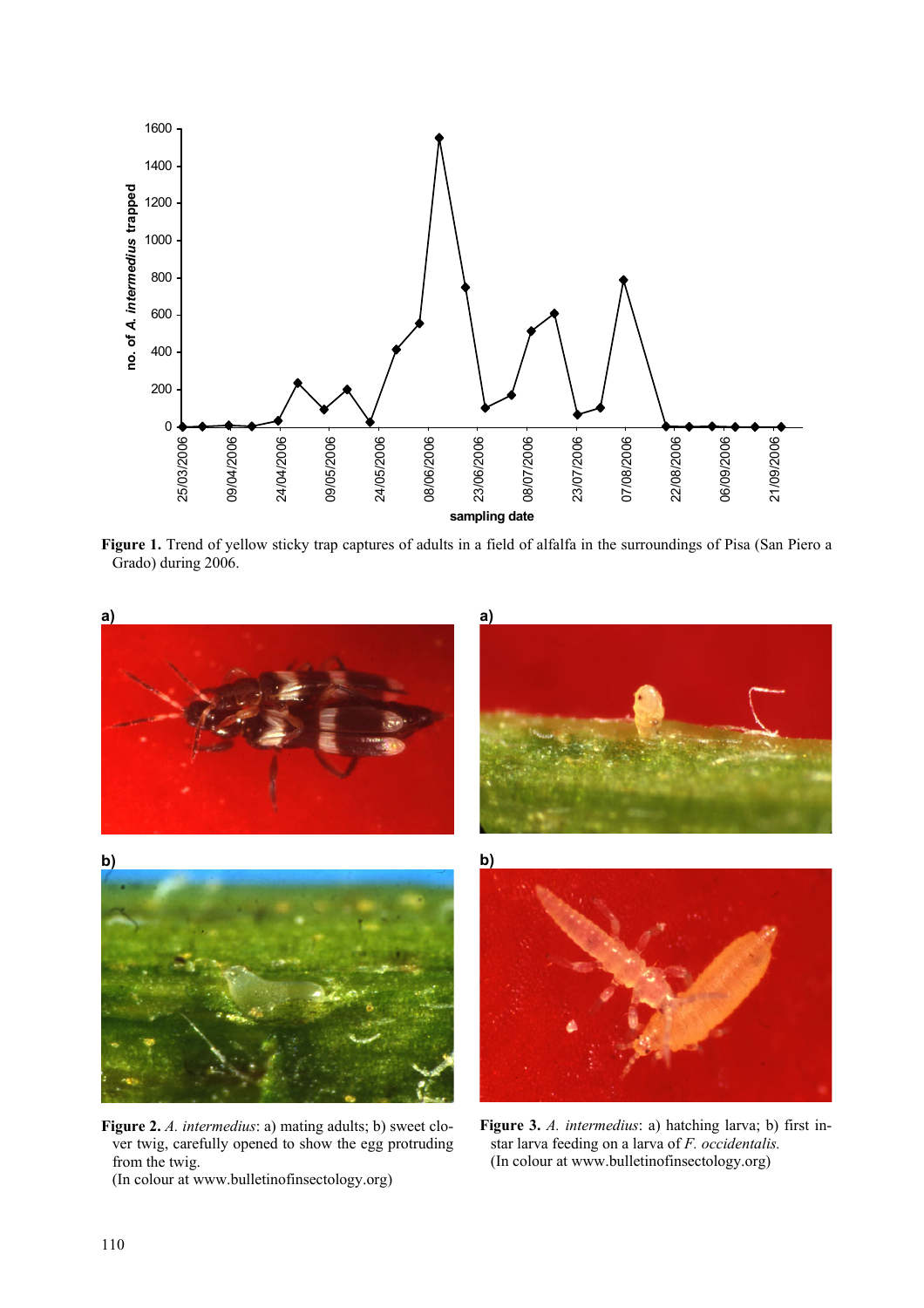**Figure 1.** Trend of yellow sticky trap captures of adults in a field of alfalfa in the surroundings of Pisa (San Piero a Grado) during 2006.

**Figure 2.** *A. intermedius*: a) mating adults; b) sweet clover twig, carefully opened to show the egg protruding from the twig.
(In colour at www.bulletinofinsectology.org)

**Figure 3.** *A. intermedius*: a) hatching larva; b) first instar larva feeding on a larva of *F. occidentalis.*
(In colour at www.bulletinofinsectology.org)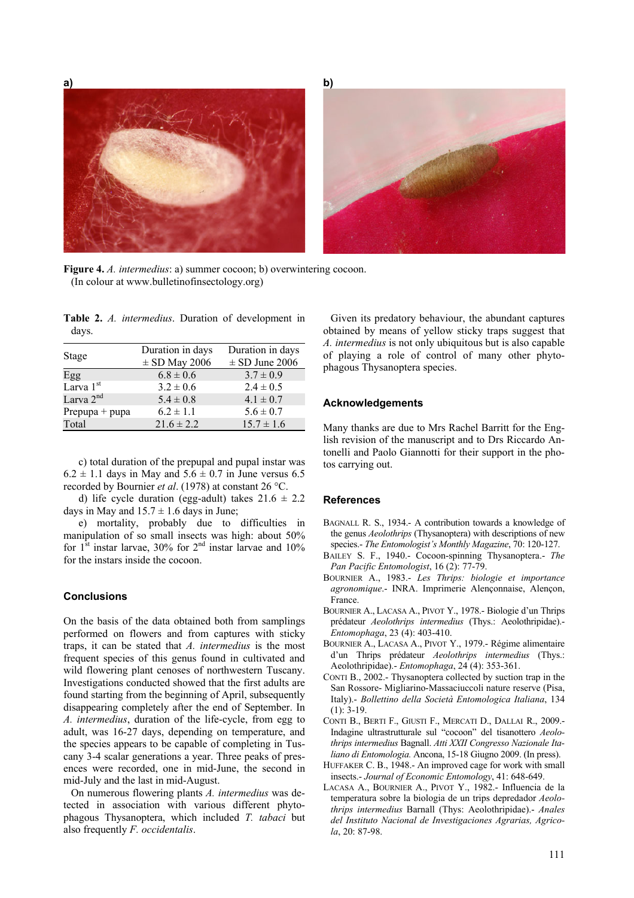**Figure 4.** *A. intermedius*: a) summer cocoon; b) overwintering cocoon. (In colour at www.bulletinofinsectology.org)

**Table 2.** *A. intermedius*. Duration of development in days.

| Stage | Duration in days ± SD May 2006 | Duration in days ± SD June 2006 |
|---|---|---|
| Egg | 6.8 ± 0.6 | 3.7 ± 0.9 |
| Larva 1st | 3.2 ± 0.6 | 2.4 ± 0.5 |
| Larva 2nd | 5.4 ± 0.8 | 4.1 ± 0.7 |
| Prepupa + pupa | 6.2 ± 1.1 | 5.6 ± 0.7 |
| Total | 21.6 ± 2.2 | 15.7 ± 1.6 |

c) total duration of the prepupal and pupal instar was 6.2 ± 1.1 days in May and 5.6 ± 0.7 in June versus 6.5 recorded by Bournier *et al*. (1978) at constant 26 °C.

d) life cycle duration (egg-adult) takes 21.6 ± 2.2 days in May and 15.7 ± 1.6 days in June;

e) mortality, probably due to difficulties in manipulation of so small insects was high: about 50% for 1st instar larvae, 30% for 2nd instar larvae and 10% for the instars inside the cocoon.

### Conclusions

On the basis of the data obtained both from samplings performed on flowers and from captures with sticky traps, it can be stated that *A. intermedius* is the most frequent species of this genus found in cultivated and wild flowering plant cenoses of northwestern Tuscany. Investigations conducted showed that the first adults are found starting from the beginning of April, subsequently disappearing completely after the end of September. In *A. intermedius*, duration of the life-cycle, from egg to adult, was 16-27 days, depending on temperature, and the species appears to be capable of completing in Tuscany 3-4 scalar generations a year. Three peaks of presences were recorded, one in mid-June, the second in mid-July and the last in mid-August.

On numerous flowering plants *A. intermedius* was detected in association with various different phytophagous Thysanoptera, which included *T. tabaci* but also frequently *F. occidentalis*.

Given its predatory behaviour, the abundant captures obtained by means of yellow sticky traps suggest that *A. intermedius* is not only ubiquitous but is also capable of playing a role of control of many other phytophagous Thysanoptera species.

### Acknowledgements

Many thanks are due to Mrs Rachel Barritt for the English revision of the manuscript and to Drs Riccardo Antonelli and Paolo Giannotti for their support in the photos carrying out.

### References

BAGNALL R. S., 1934.- A contribution towards a knowledge of the genus *Aeolothrips* (Thysanoptera) with descriptions of new species.- *The Entomologist's Monthly Magazine*, 70: 120-127.

BAILEY S. F., 1940.- Cocoon-spinning Thysanoptera.- *The Pan Pacific Entomologist*, 16 (2): 77-79.

BOURNIER A., 1983.- *Les Thrips: biologie et importance agronomique*.- INRA. Imprimerie Alençonnaise, Alençon, France.

BOURNIER A., LACASA A., PIVOT Y., 1978.- Biologie d'un Thrips prédateur *Aeolothrips intermedius* (Thys.: Aeolothripidae).- *Entomophaga*, 23 (4): 403-410.

BOURNIER A., LACASA A., PIVOT Y., 1979.- Régime alimentaire d'un Thrips prédateur *Aeolothrips intermedius* (Thys.: Aeolothripidae).- *Entomophaga*, 24 (4): 353-361.

CONTI B., 2002.- Thysanoptera collected by suction trap in the San Rossore- Migliarino-Massaciuccoli nature reserve (Pisa, Italy).- *Bollettino della Società Entomologica Italiana*, 134 (1): 3-19.

CONTI B., BERTI F., GIUSTI F., MERCATI D., DALLAI R., 2009.- Indagine ultrastrutturale sul "cocoon" del tisanottero *Aeolothrips intermedius* Bagnall. *Atti XXII Congresso Nazionale Italiano di Entomologia.* Ancona, 15-18 Giugno 2009. (In press).

HUFFAKER C. B., 1948.- An improved cage for work with small insects.- *Journal of Economic Entomology*, 41: 648-649.

LACASA A., BOURNIER A., PIVOT Y., 1982.- Influencia de la temperatura sobre la biologia de un trips depredador *Aeolothrips intermedius* Barnall (Thys: Aeolothripidae).- *Anales del Instituto Nacional de Investigaciones Agrarias, Agricola*, 20: 87-98.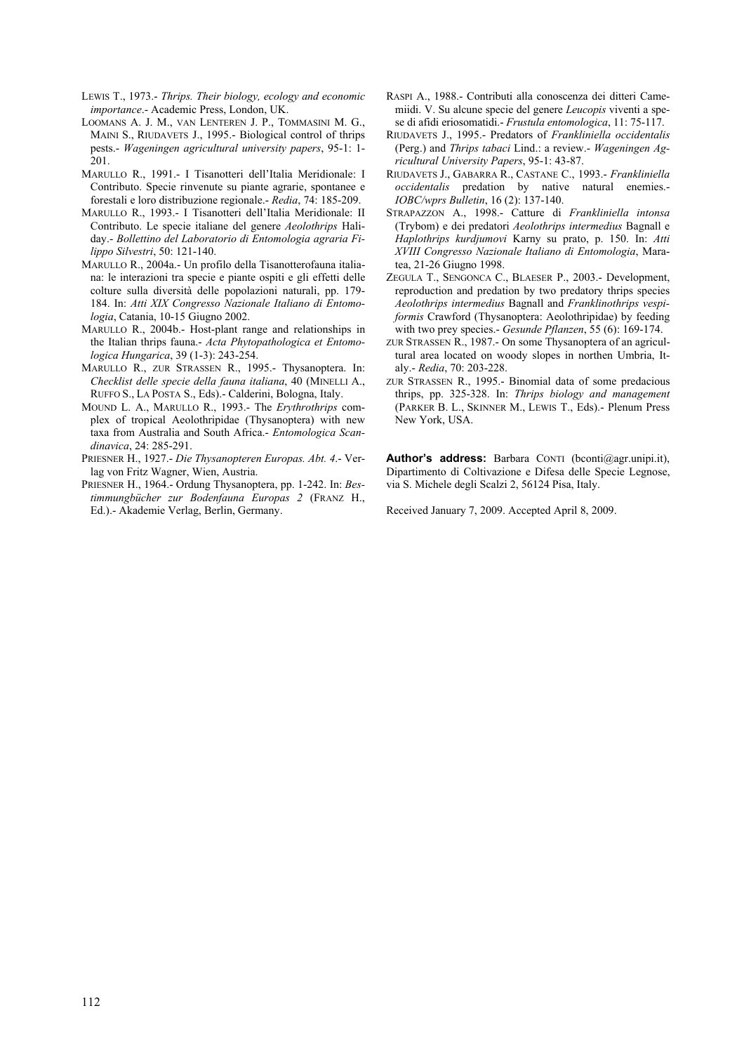LEWIS T., 1973.- *Thrips. Their biology, ecology and economic importance*.- Academic Press, London, UK.

LOOMANS A. J. M., VAN LENTEREN J. P., TOMMASINI M. G., MAINI S., RIUDAVETS J., 1995.- Biological control of thrips pests.- *Wageningen agricultural university papers*, 95-1: 1-201.

MARULLO R., 1991.- I Tisanotteri dell'Italia Meridionale: I Contributo. Specie rinvenute su piante agrarie, spontanee e forestali e loro distribuzione regionale.- *Redia*, 74: 185-209.

MARULLO R., 1993.- I Tisanotteri dell'Italia Meridionale: II Contributo. Le specie italiane del genere *Aeolothrips* Haliday.- *Bollettino del Laboratorio di Entomologia agraria Filippo Silvestri*, 50: 121-140.

MARULLO R., 2004a.- Un profilo della Tisanotterofauna italiana: le interazioni tra specie e piante ospiti e gli effetti delle colture sulla diversità delle popolazioni naturali, pp. 179-184. In: *Atti XIX Congresso Nazionale Italiano di Entomologia*, Catania, 10-15 Giugno 2002.

MARULLO R., 2004b.- Host-plant range and relationships in the Italian thrips fauna.- *Acta Phytopathologica et Entomologica Hungarica*, 39 (1-3): 243-254.

MARULLO R., ZUR STRASSEN R., 1995.- Thysanoptera. In: *Checklist delle specie della fauna italiana*, 40 (MINELLI A., RUFFO S., LA POSTA S., Eds).- Calderini, Bologna, Italy.

MOUND L. A., MARULLO R., 1993.- The *Erythrothrips* complex of tropical Aeolothripidae (Thysanoptera) with new taxa from Australia and South Africa.- *Entomologica Scandinavica*, 24: 285-291.

PRIESNER H., 1927.- *Die Thysanopteren Europas. Abt. 4*.- Verlag von Fritz Wagner, Wien, Austria.

PRIESNER H., 1964.- Ordung Thysanoptera, pp. 1-242. In: *Bestimmungbücher zur Bodenfauna Europas 2* (FRANZ H., Ed.).- Akademie Verlag, Berlin, Germany.

RASPI A., 1988.- Contributi alla conoscenza dei ditteri Camemiidi. V. Su alcune specie del genere *Leucopis* viventi a spese di afidi eriosomatidi.- *Frustula entomologica*, 11: 75-117.

RIUDAVETS J., 1995.- Predators of *Frankliniella occidentalis* (Perg.) and *Thrips tabaci* Lind.: a review.- *Wageningen Agricultural University Papers*, 95-1: 43-87.

RIUDAVETS J., GABARRA R., CASTANE C., 1993.- *Frankliniella occidentalis* predation by native natural enemies.- *IOBC/wprs Bulletin*, 16 (2): 137-140.

STRAPAZZON A., 1998.- Catture di *Frankliniella intonsa* (Trybom) e dei predatori *Aeolothrips intermedius* Bagnall e *Haplothrips kurdjumovi* Karny su prato, p. 150. In: *Atti XVIII Congresso Nazionale Italiano di Entomologia*, Maratea, 21-26 Giugno 1998.

ZEGULA T., SENGONCA C., BLAESER P., 2003.- Development, reproduction and predation by two predatory thrips species *Aeolothrips intermedius* Bagnall and *Franklinothrips vespiformis* Crawford (Thysanoptera: Aeolothripidae) by feeding with two prey species.- *Gesunde Pflanzen*, 55 (6): 169-174.

ZUR STRASSEN R., 1987.- On some Thysanoptera of an agricultural area located on woody slopes in northen Umbria, Italy.- *Redia*, 70: 203-228.

ZUR STRASSEN R., 1995.- Binomial data of some predacious thrips, pp. 325-328. In: *Thrips biology and management* (PARKER B. L., SKINNER M., LEWIS T., Eds).- Plenum Press New York, USA.

**Author's address:** Barbara CONTI (bconti@agr.unipi.it), Dipartimento di Coltivazione e Difesa delle Specie Legnose, via S. Michele degli Scalzi 2, 56124 Pisa, Italy.

Received January 7, 2009. Accepted April 8, 2009.